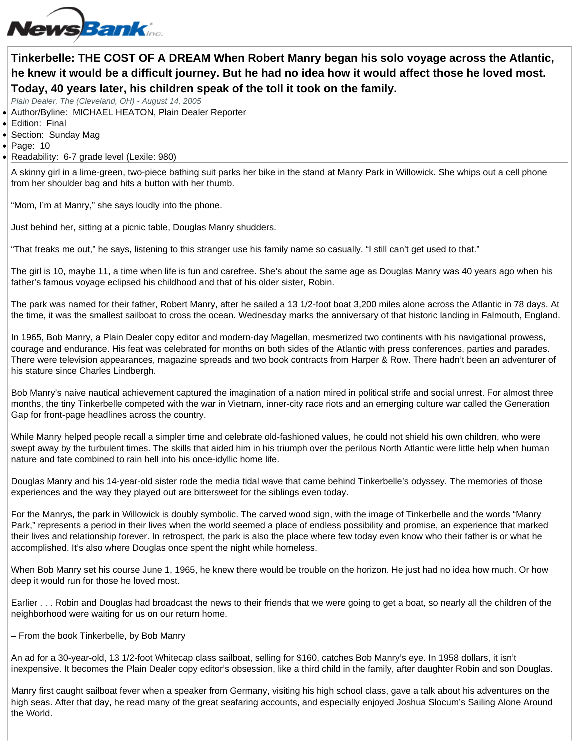# Tinkerbelle: THE COST OF A DREAM When Robert Manry began his solo voyage across the Atlantic, he knew it would be a difficult journey. But he had no idea how it would affect those he loved most. Today, 40 years later, his children speak of the toll it took on the family.

*Plain Dealer, The (Cleveland, OH) - August 14, 2005*

- Author/Byline: MICHAEL HEATON, Plain Dealer Reporter
- Edition: Final
- Section: Sunday Mag
- Page: 10
- Readability: 6-7 grade level (Lexile: 980)

A skinny girl in a lime-green, two-piece bathing suit parks her bike in the stand at Manry Park in Willowick. She whips out a cell phone from her shoulder bag and hits a button with her thumb.

"Mom, I'm at Manry," she says loudly into the phone.

Just behind her, sitting at a picnic table, Douglas Manry shudders.

"That freaks me out," he says, listening to this stranger use his family name so casually. "I still can't get used to that."

The girl is 10, maybe 11, a time when life is fun and carefree. She's about the same age as Douglas Manry was 40 years ago when his father's famous voyage eclipsed his childhood and that of his older sister, Robin.

The park was named for their father, Robert Manry, after he sailed a 13 1/2-foot boat 3,200 miles alone across the Atlantic in 78 days. At the time, it was the smallest sailboat to cross the ocean. Wednesday marks the anniversary of that historic landing in Falmouth, England.

In 1965, Bob Manry, a Plain Dealer copy editor and modern-day Magellan, mesmerized two continents with his navigational prowess, courage and endurance. His feat was celebrated for months on both sides of the Atlantic with press conferences, parties and parades. There were television appearances, magazine spreads and two book contracts from Harper & Row. There hadn't been an adventurer of his stature since Charles Lindbergh.

Bob Manry's naive nautical achievement captured the imagination of a nation mired in political strife and social unrest. For almost three months, the tiny Tinkerbelle competed with the war in Vietnam, inner-city race riots and an emerging culture war called the Generation Gap for front-page headlines across the country.

While Manry helped people recall a simpler time and celebrate old-fashioned values, he could not shield his own children, who were swept away by the turbulent times. The skills that aided him in his triumph over the perilous North Atlantic were little help when human nature and fate combined to rain hell into his once-idyllic home life.

Douglas Manry and his 14-year-old sister rode the media tidal wave that came behind Tinkerbelle's odyssey. The memories of those experiences and the way they played out are bittersweet for the siblings even today.

For the Manrys, the park in Willowick is doubly symbolic. The carved wood sign, with the image of Tinkerbelle and the words "Manry Park," represents a period in their lives when the world seemed a place of endless possibility and promise, an experience that marked their lives and relationship forever. In retrospect, the park is also the place where few today even know who their father is or what he accomplished. It's also where Douglas once spent the night while homeless.

When Bob Manry set his course June 1, 1965, he knew there would be trouble on the horizon. He just had no idea how much. Or how deep it would run for those he loved most.

Earlier . . . Robin and Douglas had broadcast the news to their friends that we were going to get a boat, so nearly all the children of the neighborhood were waiting for us on our return home.

– From the book Tinkerbelle, by Bob Manry

An ad for a 30-year-old, 13 1/2-foot Whitecap class sailboat, selling for $160, catches Bob Manry's eye. In 1958 dollars, it isn't inexpensive. It becomes the Plain Dealer copy editor's obsession, like a third child in the family, after daughter Robin and son Douglas.

Manry first caught sailboat fever when a speaker from Germany, visiting his high school class, gave a talk about his adventures on the high seas. After that day, he read many of the great seafaring accounts, and especially enjoyed Joshua Slocum's Sailing Alone Around the World.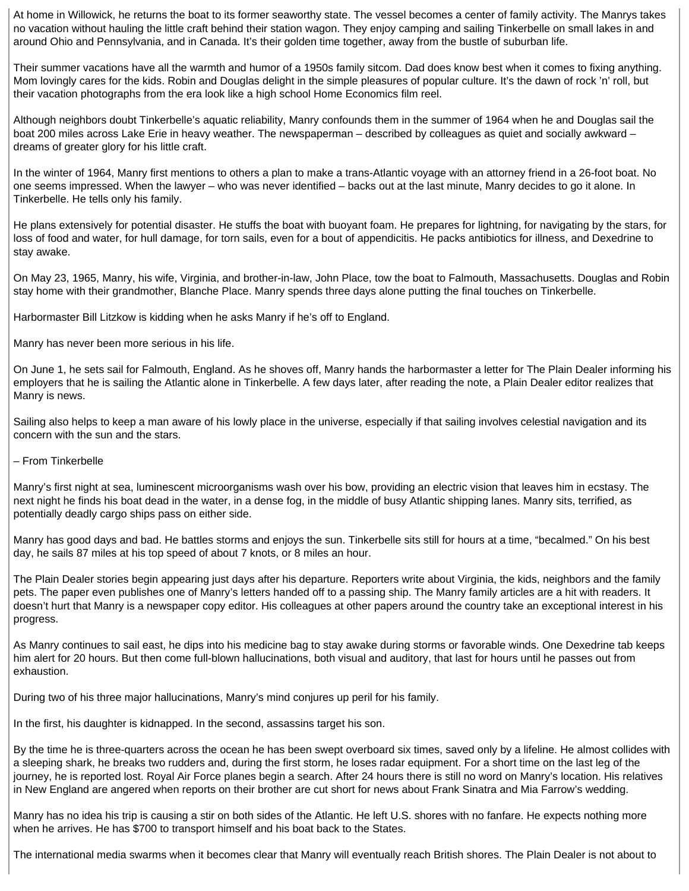At home in Willowick, he returns the boat to its former seaworthy state. The vessel becomes a center of family activity. The Manrys takes no vacation without hauling the little craft behind their station wagon. They enjoy camping and sailing Tinkerbelle on small lakes in and around Ohio and Pennsylvania, and in Canada. It's their golden time together, away from the bustle of suburban life.

Their summer vacations have all the warmth and humor of a 1950s family sitcom. Dad does know best when it comes to fixing anything. Mom lovingly cares for the kids. Robin and Douglas delight in the simple pleasures of popular culture. It's the dawn of rock 'n' roll, but their vacation photographs from the era look like a high school Home Economics film reel.

Although neighbors doubt Tinkerbelle's aquatic reliability, Manry confounds them in the summer of 1964 when he and Douglas sail the boat 200 miles across Lake Erie in heavy weather. The newspaperman – described by colleagues as quiet and socially awkward – dreams of greater glory for his little craft.

In the winter of 1964, Manry first mentions to others a plan to make a trans-Atlantic voyage with an attorney friend in a 26-foot boat. No one seems impressed. When the lawyer – who was never identified – backs out at the last minute, Manry decides to go it alone. In Tinkerbelle. He tells only his family.

He plans extensively for potential disaster. He stuffs the boat with buoyant foam. He prepares for lightning, for navigating by the stars, for loss of food and water, for hull damage, for torn sails, even for a bout of appendicitis. He packs antibiotics for illness, and Dexedrine to stay awake.

On May 23, 1965, Manry, his wife, Virginia, and brother-in-law, John Place, tow the boat to Falmouth, Massachusetts. Douglas and Robin stay home with their grandmother, Blanche Place. Manry spends three days alone putting the final touches on Tinkerbelle.

Harbormaster Bill Litzkow is kidding when he asks Manry if he's off to England.

Manry has never been more serious in his life.

On June 1, he sets sail for Falmouth, England. As he shoves off, Manry hands the harbormaster a letter for The Plain Dealer informing his employers that he is sailing the Atlantic alone in Tinkerbelle. A few days later, after reading the note, a Plain Dealer editor realizes that Manry is news.

Sailing also helps to keep a man aware of his lowly place in the universe, especially if that sailing involves celestial navigation and its concern with the sun and the stars.

– From Tinkerbelle

Manry's first night at sea, luminescent microorganisms wash over his bow, providing an electric vision that leaves him in ecstasy. The next night he finds his boat dead in the water, in a dense fog, in the middle of busy Atlantic shipping lanes. Manry sits, terrified, as potentially deadly cargo ships pass on either side.

Manry has good days and bad. He battles storms and enjoys the sun. Tinkerbelle sits still for hours at a time, "becalmed." On his best day, he sails 87 miles at his top speed of about 7 knots, or 8 miles an hour.

The Plain Dealer stories begin appearing just days after his departure. Reporters write about Virginia, the kids, neighbors and the family pets. The paper even publishes one of Manry's letters handed off to a passing ship. The Manry family articles are a hit with readers. It doesn't hurt that Manry is a newspaper copy editor. His colleagues at other papers around the country take an exceptional interest in his progress.

As Manry continues to sail east, he dips into his medicine bag to stay awake during storms or favorable winds. One Dexedrine tab keeps him alert for 20 hours. But then come full-blown hallucinations, both visual and auditory, that last for hours until he passes out from exhaustion.

During two of his three major hallucinations, Manry's mind conjures up peril for his family.

In the first, his daughter is kidnapped. In the second, assassins target his son.

By the time he is three-quarters across the ocean he has been swept overboard six times, saved only by a lifeline. He almost collides with a sleeping shark, he breaks two rudders and, during the first storm, he loses radar equipment. For a short time on the last leg of the journey, he is reported lost. Royal Air Force planes begin a search. After 24 hours there is still no word on Manry's location. His relatives in New England are angered when reports on their brother are cut short for news about Frank Sinatra and Mia Farrow's wedding.

Manry has no idea his trip is causing a stir on both sides of the Atlantic. He left U.S. shores with no fanfare. He expects nothing more when he arrives. He has $700 to transport himself and his boat back to the States.

The international media swarms when it becomes clear that Manry will eventually reach British shores. The Plain Dealer is not about to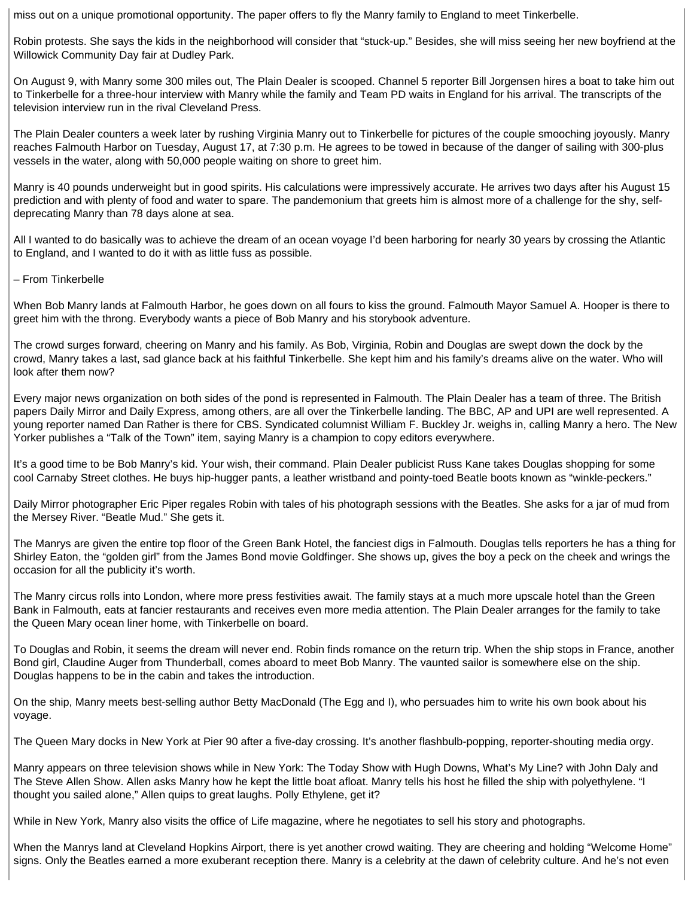miss out on a unique promotional opportunity. The paper offers to fly the Manry family to England to meet Tinkerbelle.

Robin protests. She says the kids in the neighborhood will consider that "stuck-up." Besides, she will miss seeing her new boyfriend at the Willowick Community Day fair at Dudley Park.

On August 9, with Manry some 300 miles out, The Plain Dealer is scooped. Channel 5 reporter Bill Jorgensen hires a boat to take him out to Tinkerbelle for a three-hour interview with Manry while the family and Team PD waits in England for his arrival. The transcripts of the television interview run in the rival Cleveland Press.

The Plain Dealer counters a week later by rushing Virginia Manry out to Tinkerbelle for pictures of the couple smooching joyously. Manry reaches Falmouth Harbor on Tuesday, August 17, at 7:30 p.m. He agrees to be towed in because of the danger of sailing with 300-plus vessels in the water, along with 50,000 people waiting on shore to greet him.

Manry is 40 pounds underweight but in good spirits. His calculations were impressively accurate. He arrives two days after his August 15 prediction and with plenty of food and water to spare. The pandemonium that greets him is almost more of a challenge for the shy, self-deprecating Manry than 78 days alone at sea.

All I wanted to do basically was to achieve the dream of an ocean voyage I'd been harboring for nearly 30 years by crossing the Atlantic to England, and I wanted to do it with as little fuss as possible.

– From Tinkerbelle

When Bob Manry lands at Falmouth Harbor, he goes down on all fours to kiss the ground. Falmouth Mayor Samuel A. Hooper is there to greet him with the throng. Everybody wants a piece of Bob Manry and his storybook adventure.

The crowd surges forward, cheering on Manry and his family. As Bob, Virginia, Robin and Douglas are swept down the dock by the crowd, Manry takes a last, sad glance back at his faithful Tinkerbelle. She kept him and his family's dreams alive on the water. Who will look after them now?

Every major news organization on both sides of the pond is represented in Falmouth. The Plain Dealer has a team of three. The British papers Daily Mirror and Daily Express, among others, are all over the Tinkerbelle landing. The BBC, AP and UPI are well represented. A young reporter named Dan Rather is there for CBS. Syndicated columnist William F. Buckley Jr. weighs in, calling Manry a hero. The New Yorker publishes a "Talk of the Town" item, saying Manry is a champion to copy editors everywhere.

It's a good time to be Bob Manry's kid. Your wish, their command. Plain Dealer publicist Russ Kane takes Douglas shopping for some cool Carnaby Street clothes. He buys hip-hugger pants, a leather wristband and pointy-toed Beatle boots known as "winkle-peckers."

Daily Mirror photographer Eric Piper regales Robin with tales of his photograph sessions with the Beatles. She asks for a jar of mud from the Mersey River. "Beatle Mud." She gets it.

The Manrys are given the entire top floor of the Green Bank Hotel, the fanciest digs in Falmouth. Douglas tells reporters he has a thing for Shirley Eaton, the "golden girl" from the James Bond movie Goldfinger. She shows up, gives the boy a peck on the cheek and wrings the occasion for all the publicity it's worth.

The Manry circus rolls into London, where more press festivities await. The family stays at a much more upscale hotel than the Green Bank in Falmouth, eats at fancier restaurants and receives even more media attention. The Plain Dealer arranges for the family to take the Queen Mary ocean liner home, with Tinkerbelle on board.

To Douglas and Robin, it seems the dream will never end. Robin finds romance on the return trip. When the ship stops in France, another Bond girl, Claudine Auger from Thunderball, comes aboard to meet Bob Manry. The vaunted sailor is somewhere else on the ship. Douglas happens to be in the cabin and takes the introduction.

On the ship, Manry meets best-selling author Betty MacDonald (The Egg and I), who persuades him to write his own book about his voyage.

The Queen Mary docks in New York at Pier 90 after a five-day crossing. It's another flashbulb-popping, reporter-shouting media orgy.

Manry appears on three television shows while in New York: The Today Show with Hugh Downs, What's My Line? with John Daly and The Steve Allen Show. Allen asks Manry how he kept the little boat afloat. Manry tells his host he filled the ship with polyethylene. "I thought you sailed alone," Allen quips to great laughs. Polly Ethylene, get it?

While in New York, Manry also visits the office of Life magazine, where he negotiates to sell his story and photographs.

When the Manrys land at Cleveland Hopkins Airport, there is yet another crowd waiting. They are cheering and holding "Welcome Home" signs. Only the Beatles earned a more exuberant reception there. Manry is a celebrity at the dawn of celebrity culture. And he's not even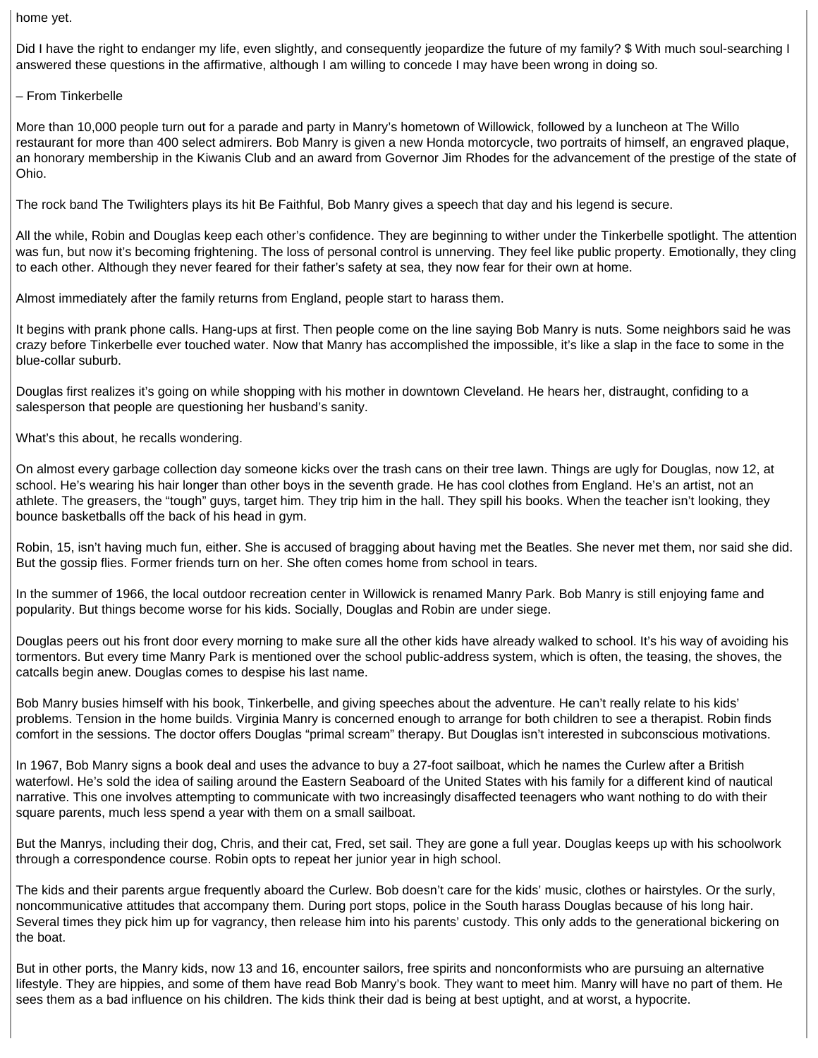home yet.

Did I have the right to endanger my life, even slightly, and consequently jeopardize the future of my family? $ With much soul-searching I answered these questions in the affirmative, although I am willing to concede I may have been wrong in doing so.

– From Tinkerbelle

More than 10,000 people turn out for a parade and party in Manry's hometown of Willowick, followed by a luncheon at The Willo restaurant for more than 400 select admirers. Bob Manry is given a new Honda motorcycle, two portraits of himself, an engraved plaque, an honorary membership in the Kiwanis Club and an award from Governor Jim Rhodes for the advancement of the prestige of the state of Ohio.

The rock band The Twilighters plays its hit Be Faithful, Bob Manry gives a speech that day and his legend is secure.

All the while, Robin and Douglas keep each other's confidence. They are beginning to wither under the Tinkerbelle spotlight. The attention was fun, but now it's becoming frightening. The loss of personal control is unnerving. They feel like public property. Emotionally, they cling to each other. Although they never feared for their father's safety at sea, they now fear for their own at home.

Almost immediately after the family returns from England, people start to harass them.

It begins with prank phone calls. Hang-ups at first. Then people come on the line saying Bob Manry is nuts. Some neighbors said he was crazy before Tinkerbelle ever touched water. Now that Manry has accomplished the impossible, it's like a slap in the face to some in the blue-collar suburb.

Douglas first realizes it's going on while shopping with his mother in downtown Cleveland. He hears her, distraught, confiding to a salesperson that people are questioning her husband's sanity.

What's this about, he recalls wondering.

On almost every garbage collection day someone kicks over the trash cans on their tree lawn. Things are ugly for Douglas, now 12, at school. He's wearing his hair longer than other boys in the seventh grade. He has cool clothes from England. He's an artist, not an athlete. The greasers, the "tough" guys, target him. They trip him in the hall. They spill his books. When the teacher isn't looking, they bounce basketballs off the back of his head in gym.

Robin, 15, isn't having much fun, either. She is accused of bragging about having met the Beatles. She never met them, nor said she did. But the gossip flies. Former friends turn on her. She often comes home from school in tears.

In the summer of 1966, the local outdoor recreation center in Willowick is renamed Manry Park. Bob Manry is still enjoying fame and popularity. But things become worse for his kids. Socially, Douglas and Robin are under siege.

Douglas peers out his front door every morning to make sure all the other kids have already walked to school. It's his way of avoiding his tormentors. But every time Manry Park is mentioned over the school public-address system, which is often, the teasing, the shoves, the catcalls begin anew. Douglas comes to despise his last name.

Bob Manry busies himself with his book, Tinkerbelle, and giving speeches about the adventure. He can't really relate to his kids' problems. Tension in the home builds. Virginia Manry is concerned enough to arrange for both children to see a therapist. Robin finds comfort in the sessions. The doctor offers Douglas "primal scream" therapy. But Douglas isn't interested in subconscious motivations.

In 1967, Bob Manry signs a book deal and uses the advance to buy a 27-foot sailboat, which he names the Curlew after a British waterfowl. He's sold the idea of sailing around the Eastern Seaboard of the United States with his family for a different kind of nautical narrative. This one involves attempting to communicate with two increasingly disaffected teenagers who want nothing to do with their square parents, much less spend a year with them on a small sailboat.

But the Manrys, including their dog, Chris, and their cat, Fred, set sail. They are gone a full year. Douglas keeps up with his schoolwork through a correspondence course. Robin opts to repeat her junior year in high school.

The kids and their parents argue frequently aboard the Curlew. Bob doesn't care for the kids' music, clothes or hairstyles. Or the surly, noncommunicative attitudes that accompany them. During port stops, police in the South harass Douglas because of his long hair. Several times they pick him up for vagrancy, then release him into his parents' custody. This only adds to the generational bickering on the boat.

But in other ports, the Manry kids, now 13 and 16, encounter sailors, free spirits and nonconformists who are pursuing an alternative lifestyle. They are hippies, and some of them have read Bob Manry's book. They want to meet him. Manry will have no part of them. He sees them as a bad influence on his children. The kids think their dad is being at best uptight, and at worst, a hypocrite.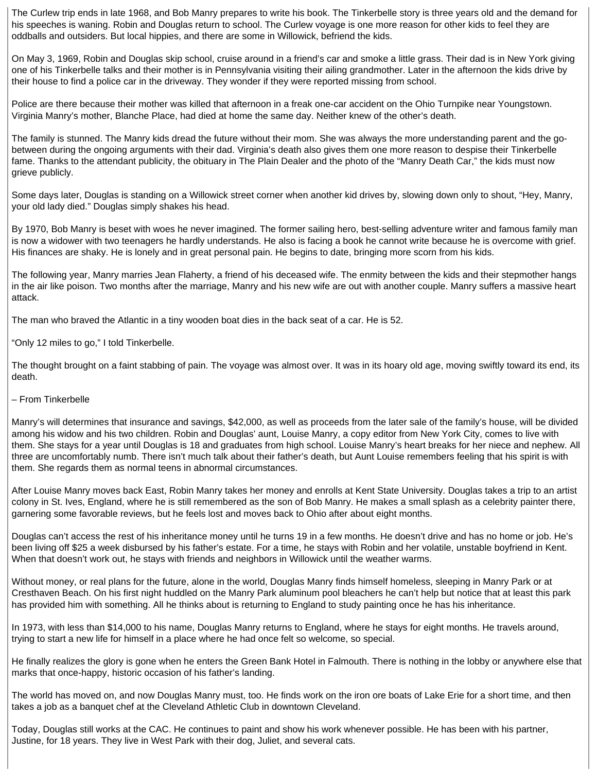The Curlew trip ends in late 1968, and Bob Manry prepares to write his book. The Tinkerbelle story is three years old and the demand for his speeches is waning. Robin and Douglas return to school. The Curlew voyage is one more reason for other kids to feel they are oddballs and outsiders. But local hippies, and there are some in Willowick, befriend the kids.

On May 3, 1969, Robin and Douglas skip school, cruise around in a friend's car and smoke a little grass. Their dad is in New York giving one of his Tinkerbelle talks and their mother is in Pennsylvania visiting their ailing grandmother. Later in the afternoon the kids drive by their house to find a police car in the driveway. They wonder if they were reported missing from school.

Police are there because their mother was killed that afternoon in a freak one-car accident on the Ohio Turnpike near Youngstown. Virginia Manry's mother, Blanche Place, had died at home the same day. Neither knew of the other's death.

The family is stunned. The Manry kids dread the future without their mom. She was always the more understanding parent and the go-between during the ongoing arguments with their dad. Virginia's death also gives them one more reason to despise their Tinkerbelle fame. Thanks to the attendant publicity, the obituary in The Plain Dealer and the photo of the "Manry Death Car," the kids must now grieve publicly.

Some days later, Douglas is standing on a Willowick street corner when another kid drives by, slowing down only to shout, "Hey, Manry, your old lady died." Douglas simply shakes his head.

By 1970, Bob Manry is beset with woes he never imagined. The former sailing hero, best-selling adventure writer and famous family man is now a widower with two teenagers he hardly understands. He also is facing a book he cannot write because he is overcome with grief. His finances are shaky. He is lonely and in great personal pain. He begins to date, bringing more scorn from his kids.

The following year, Manry marries Jean Flaherty, a friend of his deceased wife. The enmity between the kids and their stepmother hangs in the air like poison. Two months after the marriage, Manry and his new wife are out with another couple. Manry suffers a massive heart attack.

The man who braved the Atlantic in a tiny wooden boat dies in the back seat of a car. He is 52.

"Only 12 miles to go," I told Tinkerbelle.

The thought brought on a faint stabbing of pain. The voyage was almost over. It was in its hoary old age, moving swiftly toward its end, its death.

– From Tinkerbelle

Manry's will determines that insurance and savings, $42,000, as well as proceeds from the later sale of the family's house, will be divided among his widow and his two children. Robin and Douglas' aunt, Louise Manry, a copy editor from New York City, comes to live with them. She stays for a year until Douglas is 18 and graduates from high school. Louise Manry's heart breaks for her niece and nephew. All three are uncomfortably numb. There isn't much talk about their father's death, but Aunt Louise remembers feeling that his spirit is with them. She regards them as normal teens in abnormal circumstances.

After Louise Manry moves back East, Robin Manry takes her money and enrolls at Kent State University. Douglas takes a trip to an artist colony in St. Ives, England, where he is still remembered as the son of Bob Manry. He makes a small splash as a celebrity painter there, garnering some favorable reviews, but he feels lost and moves back to Ohio after about eight months.

Douglas can't access the rest of his inheritance money until he turns 19 in a few months. He doesn't drive and has no home or job. He's been living off $25 a week disbursed by his father's estate. For a time, he stays with Robin and her volatile, unstable boyfriend in Kent. When that doesn't work out, he stays with friends and neighbors in Willowick until the weather warms.

Without money, or real plans for the future, alone in the world, Douglas Manry finds himself homeless, sleeping in Manry Park or at Cresthaven Beach. On his first night huddled on the Manry Park aluminum pool bleachers he can't help but notice that at least this park has provided him with something. All he thinks about is returning to England to study painting once he has his inheritance.

In 1973, with less than $14,000 to his name, Douglas Manry returns to England, where he stays for eight months. He travels around, trying to start a new life for himself in a place where he had once felt so welcome, so special.

He finally realizes the glory is gone when he enters the Green Bank Hotel in Falmouth. There is nothing in the lobby or anywhere else that marks that once-happy, historic occasion of his father's landing.

The world has moved on, and now Douglas Manry must, too. He finds work on the iron ore boats of Lake Erie for a short time, and then takes a job as a banquet chef at the Cleveland Athletic Club in downtown Cleveland.

Today, Douglas still works at the CAC. He continues to paint and show his work whenever possible. He has been with his partner, Justine, for 18 years. They live in West Park with their dog, Juliet, and several cats.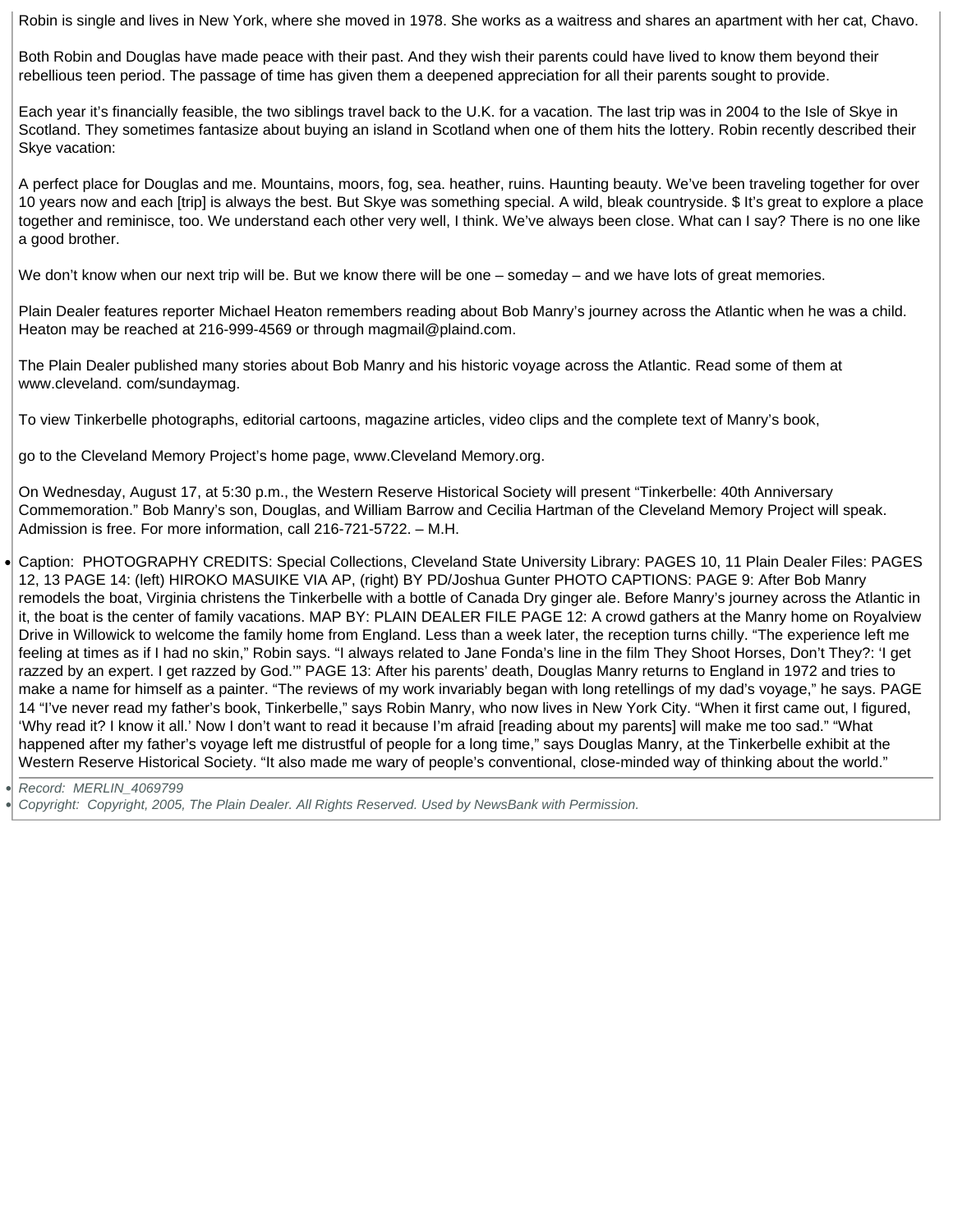Robin is single and lives in New York, where she moved in 1978. She works as a waitress and shares an apartment with her cat, Chavo.

Both Robin and Douglas have made peace with their past. And they wish their parents could have lived to know them beyond their rebellious teen period. The passage of time has given them a deepened appreciation for all their parents sought to provide.

Each year it's financially feasible, the two siblings travel back to the U.K. for a vacation. The last trip was in 2004 to the Isle of Skye in Scotland. They sometimes fantasize about buying an island in Scotland when one of them hits the lottery. Robin recently described their Skye vacation:

A perfect place for Douglas and me. Mountains, moors, fog, sea. heather, ruins. Haunting beauty. We've been traveling together for over 10 years now and each [trip] is always the best. But Skye was something special. A wild, bleak countryside. $ It's great to explore a place together and reminisce, too. We understand each other very well, I think. We've always been close. What can I say? There is no one like a good brother.

We don't know when our next trip will be. But we know there will be one – someday – and we have lots of great memories.

Plain Dealer features reporter Michael Heaton remembers reading about Bob Manry's journey across the Atlantic when he was a child. Heaton may be reached at 216-999-4569 or through magmail@plaind.com.

The Plain Dealer published many stories about Bob Manry and his historic voyage across the Atlantic. Read some of them at www.cleveland. com/sundaymag.

To view Tinkerbelle photographs, editorial cartoons, magazine articles, video clips and the complete text of Manry's book,

go to the Cleveland Memory Project's home page, www.Cleveland Memory.org.

On Wednesday, August 17, at 5:30 p.m., the Western Reserve Historical Society will present "Tinkerbelle: 40th Anniversary Commemoration." Bob Manry's son, Douglas, and William Barrow and Cecilia Hartman of the Cleveland Memory Project will speak. Admission is free. For more information, call 216-721-5722. – M.H.

- Caption: PHOTOGRAPHY CREDITS: Special Collections, Cleveland State University Library: PAGES 10, 11 Plain Dealer Files: PAGES 12, 13 PAGE 14: (left) HIROKO MASUIKE VIA AP, (right) BY PD/Joshua Gunter PHOTO CAPTIONS: PAGE 9: After Bob Manry remodels the boat, Virginia christens the Tinkerbelle with a bottle of Canada Dry ginger ale. Before Manry's journey across the Atlantic in it, the boat is the center of family vacations. MAP BY: PLAIN DEALER FILE PAGE 12: A crowd gathers at the Manry home on Royalview Drive in Willowick to welcome the family home from England. Less than a week later, the reception turns chilly. "The experience left me feeling at times as if I had no skin," Robin says. "I always related to Jane Fonda's line in the film They Shoot Horses, Don't They?: 'I get razzed by an expert. I get razzed by God.'" PAGE 13: After his parents' death, Douglas Manry returns to England in 1972 and tries to make a name for himself as a painter. "The reviews of my work invariably began with long retellings of my dad's voyage," he says. PAGE 14 "I've never read my father's book, Tinkerbelle," says Robin Manry, who now lives in New York City. "When it first came out, I figured, 'Why read it? I know it all.' Now I don't want to read it because I'm afraid [reading about my parents] will make me too sad." "What happened after my father's voyage left me distrustful of people for a long time," says Douglas Manry, at the Tinkerbelle exhibit at the Western Reserve Historical Society. "It also made me wary of people's conventional, close-minded way of thinking about the world."

- *Record: MERLIN_4069799*
- *Copyright: Copyright, 2005, The Plain Dealer. All Rights Reserved. Used by NewsBank with Permission.*